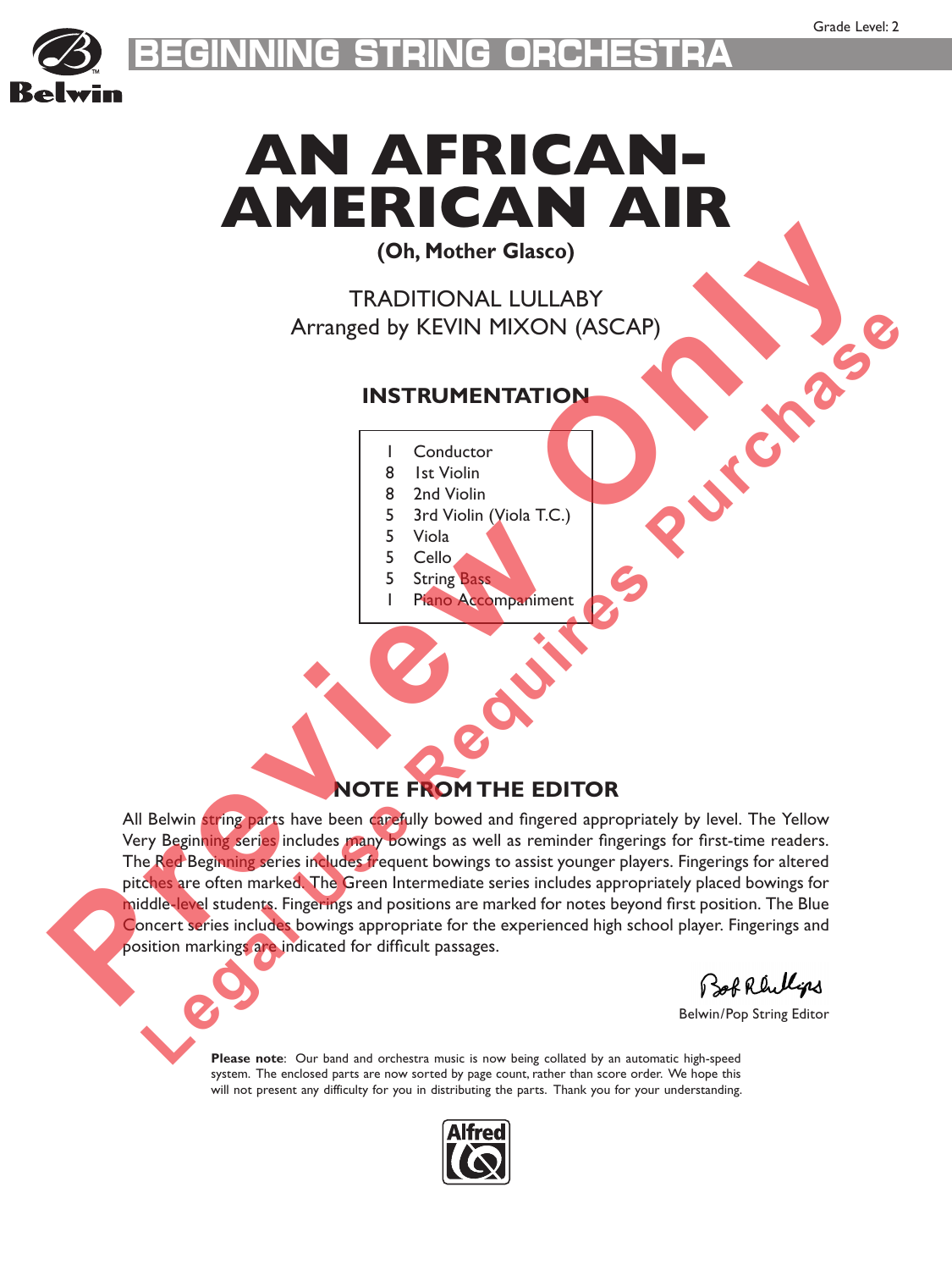Grade Level: 2

BEGINNING STRING ORCHESTRA

# AN AFRICAN-AMERICAN AIR

**(Oh, Mother Glasco)**

TRADITIONAL LULLABY
Arranged by KEVIN MIXON (ASCAP)

## INSTRUMENTATION

| | |
|---|---|
| 1 | Conductor |
| 8 | 1st Violin |
| 8 | 2nd Violin |
| 5 | 3rd Violin (Viola T.C.) |
| 5 | Viola |
| 5 | Cello |
| 5 | String Bass |
| 1 | Piano Accompaniment |

## NOTE FROM THE EDITOR

All Belwin string parts have been carefully bowed and fingered appropriately by level. The Yellow Very Beginning series includes many bowings as well as reminder fingerings for first-time readers. The Red Beginning series includes frequent bowings to assist younger players. Fingerings for altered pitches are often marked. The Green Intermediate series includes appropriately placed bowings for middle-level students. Fingerings and positions are marked for notes beyond first position. The Blue Concert series includes bowings appropriate for the experienced high school player. Fingerings and position markings are indicated for difficult passages.

Bob Phillips
Belwin/Pop String Editor

**Please note**: Our band and orchestra music is now being collated by an automatic high-speed system. The enclosed parts are now sorted by page count, rather than score order. We hope this will not present any difficulty for you in distributing the parts. Thank you for your understanding.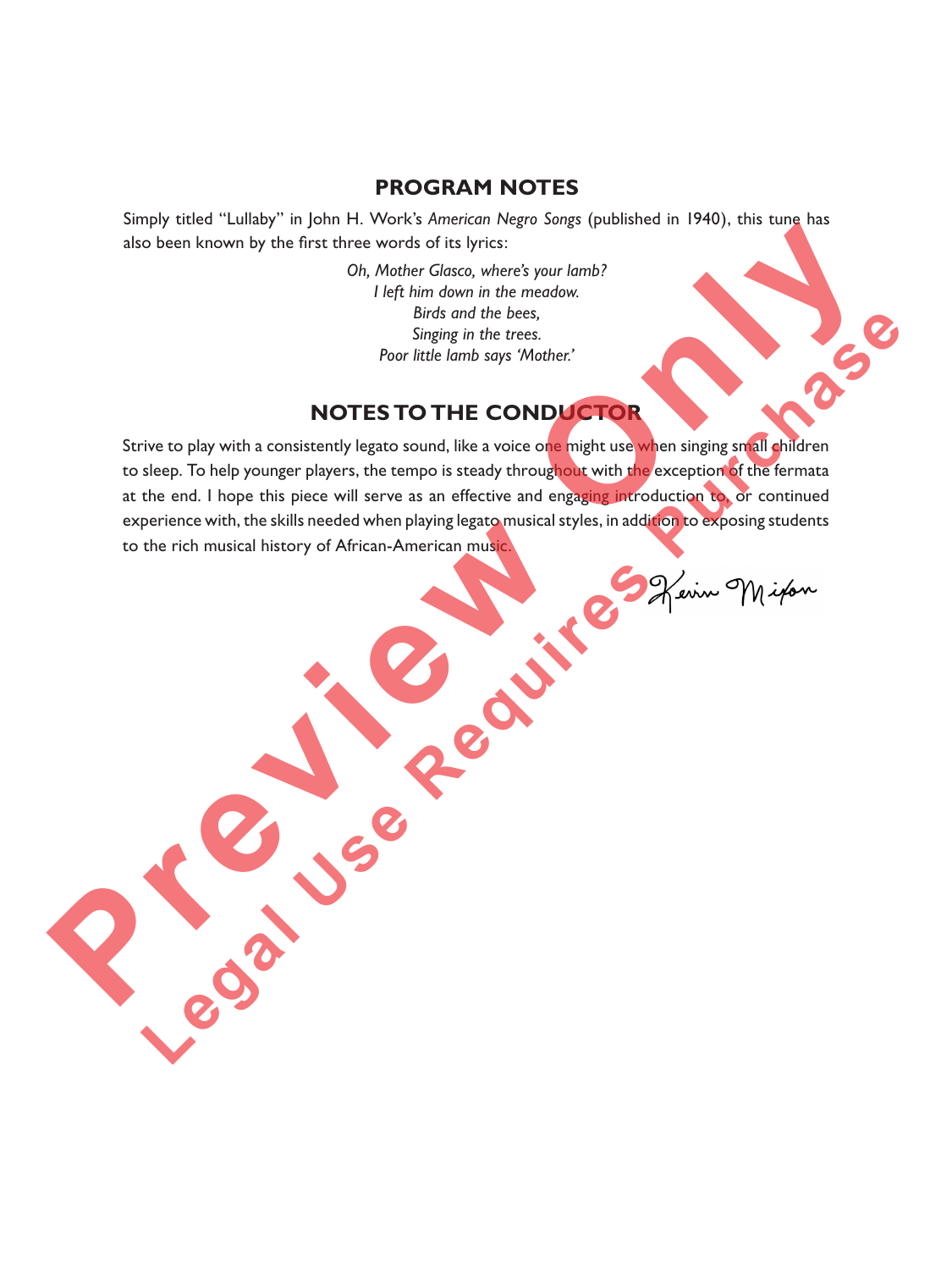## PROGRAM NOTES

Simply titled "Lullaby" in John H. Work's *American Negro Songs* (published in 1940), this tune has also been known by the first three words of its lyrics:

*Oh, Mother Glasco, where's your lamb?*
*I left him down in the meadow.*
*Birds and the bees,*
*Singing in the trees.*
*Poor little lamb says 'Mother.'*

## NOTES TO THE CONDUCTOR

Strive to play with a consistently legato sound, like a voice one might use when singing small children to sleep. To help younger players, the tempo is steady throughout with the exception of the fermata at the end. I hope this piece will serve as an effective and engaging introduction to, or continued experience with, the skills needed when playing legato musical styles, in addition to exposing students to the rich musical history of African-American music.

Kevin Mixon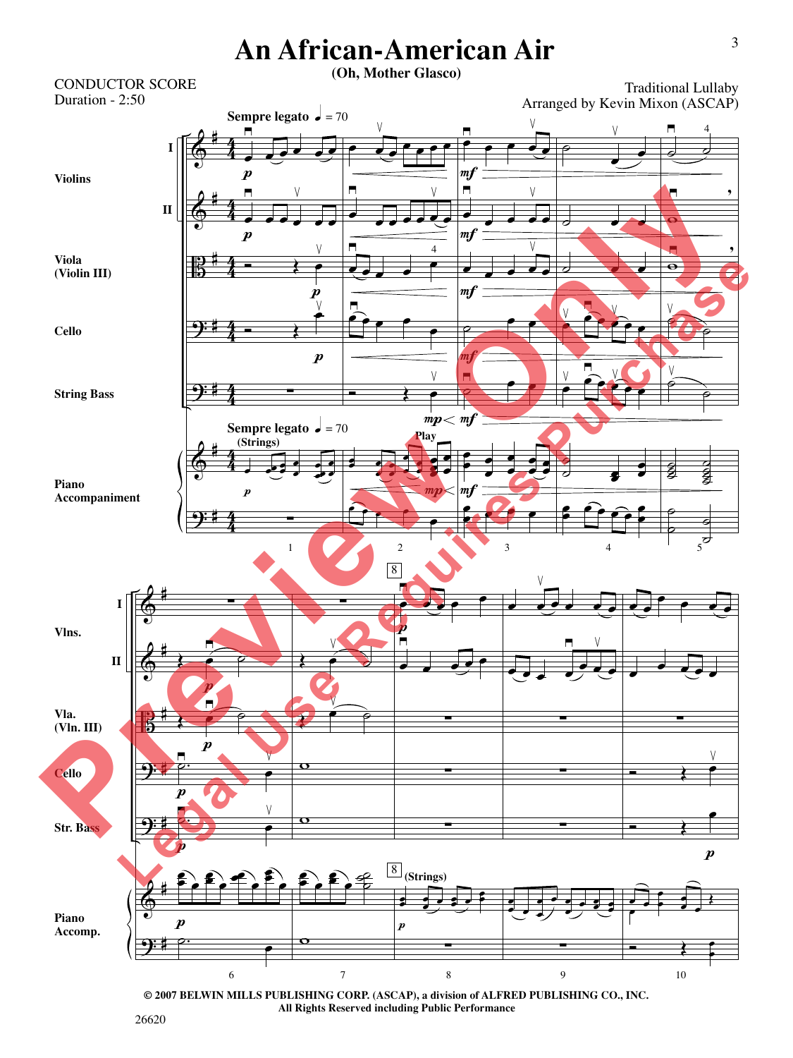# An African-American Air

**(Oh, Mother Glasco)**

CONDUCTOR SCORE
Duration - 2:50

Traditional Lullaby
Arranged by Kevin Mixon (ASCAP)

**Sempre legato** ♩ = 70

© 2007 BELWIN MILLS PUBLISHING CORP. (ASCAP), a division of ALFRED PUBLISHING CO., INC.
All Rights Reserved including Public Performance

26620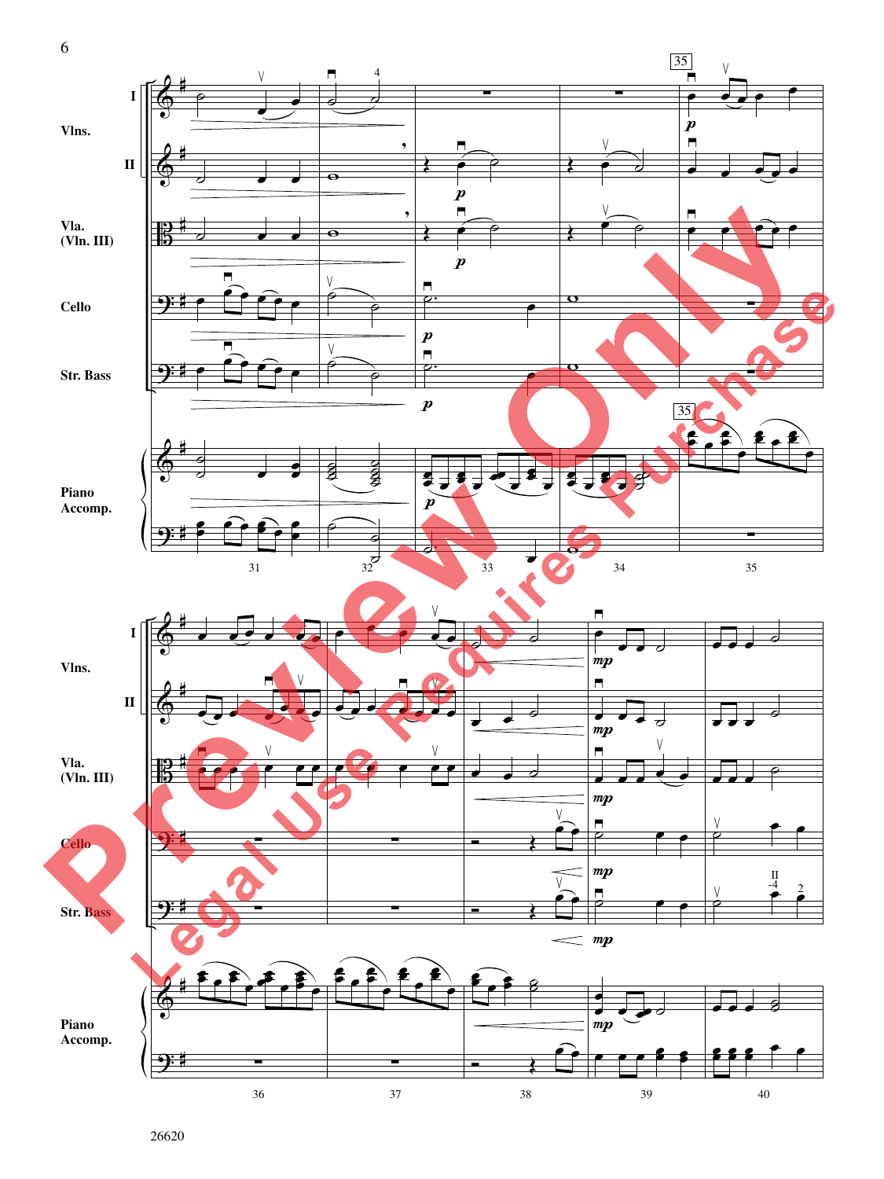Vlns. I

II

Vla. (Vln. III)

Cello

Str. Bass

Piano Accomp.

35

31 32 33 34 35

36 37 38 39 40

26620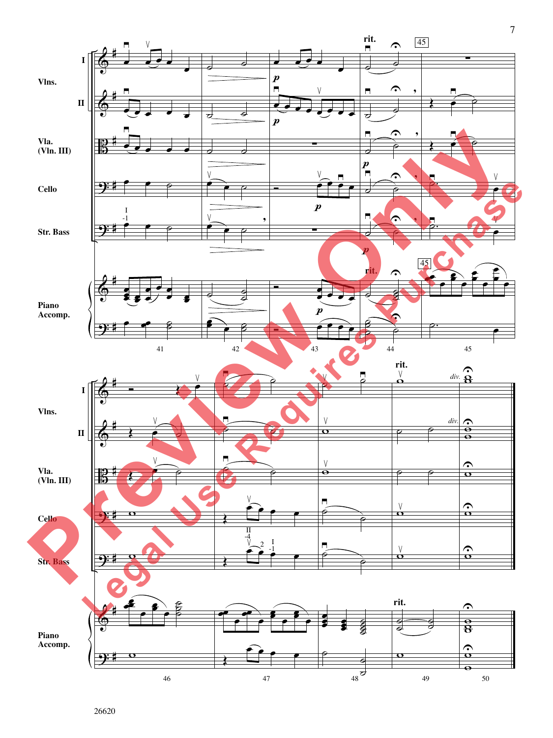Vlns. I
Vlns. II
Vla. (Vln. III)
Cello
Str. Bass
Piano Accomp.

rit.

45

*p*

41 42 43 44 45

rit.

*div.*

46 47 48 49 50

26620